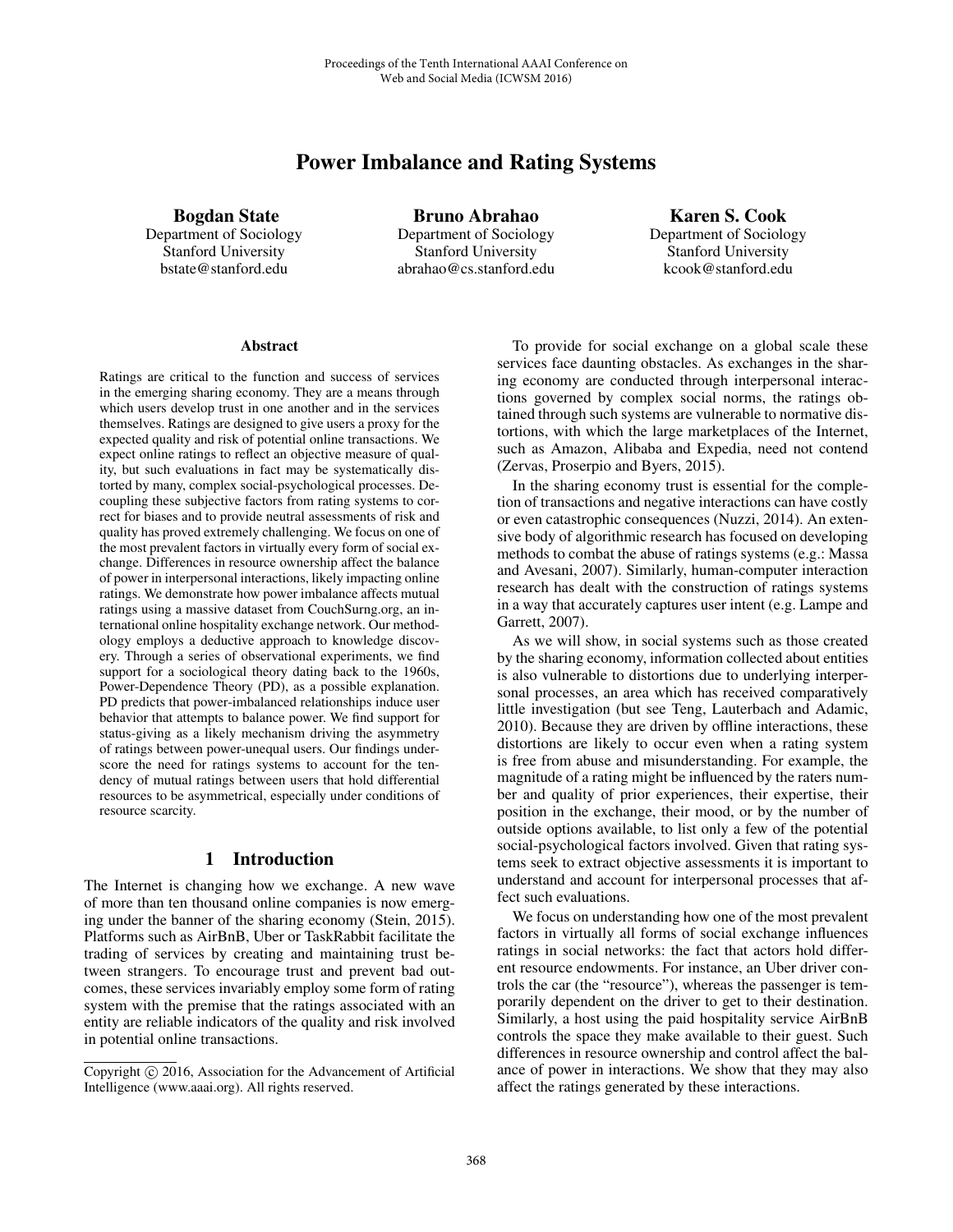# Power Imbalance and Rating Systems

**Bogdan State**
Department of Sociology
Stanford University
bstate@stanford.edu

**Bruno Abrahao**
Department of Sociology
Stanford University
abrahao@cs.stanford.edu

**Karen S. Cook**
Department of Sociology
Stanford University
kcook@stanford.edu

## Abstract

Ratings are critical to the function and success of services in the emerging sharing economy. They are a means through which users develop trust in one another and in the services themselves. Ratings are designed to give users a proxy for the expected quality and risk of potential online transactions. We expect online ratings to reflect an objective measure of quality, but such evaluations in fact may be systematically distorted by many, complex social-psychological processes. Decoupling these subjective factors from rating systems to correct for biases and to provide neutral assessments of risk and quality has proved extremely challenging. We focus on one of the most prevalent factors in virtually every form of social exchange. Differences in resource ownership affect the balance of power in interpersonal interactions, likely impacting online ratings. We demonstrate how power imbalance affects mutual ratings using a massive dataset from CouchSurng.org, an international online hospitality exchange network. Our methodology employs a deductive approach to knowledge discovery. Through a series of observational experiments, we find support for a sociological theory dating back to the 1960s, Power-Dependence Theory (PD), as a possible explanation. PD predicts that power-imbalanced relationships induce user behavior that attempts to balance power. We find support for status-giving as a likely mechanism driving the asymmetry of ratings between power-unequal users. Our findings underscore the need for ratings systems to account for the tendency of mutual ratings between users that hold differential resources to be asymmetrical, especially under conditions of resource scarcity.

## 1 Introduction

The Internet is changing how we exchange. A new wave of more than ten thousand online companies is now emerging under the banner of the sharing economy (Stein, 2015). Platforms such as AirBnB, Uber or TaskRabbit facilitate the trading of services by creating and maintaining trust between strangers. To encourage trust and prevent bad outcomes, these services invariably employ some form of rating system with the premise that the ratings associated with an entity are reliable indicators of the quality and risk involved in potential online transactions.

To provide for social exchange on a global scale these services face daunting obstacles. As exchanges in the sharing economy are conducted through interpersonal interactions governed by complex social norms, the ratings obtained through such systems are vulnerable to normative distortions, with which the large marketplaces of the Internet, such as Amazon, Alibaba and Expedia, need not contend (Zervas, Proserpio and Byers, 2015).

In the sharing economy trust is essential for the completion of transactions and negative interactions can have costly or even catastrophic consequences (Nuzzi, 2014). An extensive body of algorithmic research has focused on developing methods to combat the abuse of ratings systems (e.g.: Massa and Avesani, 2007). Similarly, human-computer interaction research has dealt with the construction of ratings systems in a way that accurately captures user intent (e.g. Lampe and Garrett, 2007).

As we will show, in social systems such as those created by the sharing economy, information collected about entities is also vulnerable to distortions due to underlying interpersonal processes, an area which has received comparatively little investigation (but see Teng, Lauterbach and Adamic, 2010). Because they are driven by offline interactions, these distortions are likely to occur even when a rating system is free from abuse and misunderstanding. For example, the magnitude of a rating might be influenced by the raters number and quality of prior experiences, their expertise, their position in the exchange, their mood, or by the number of outside options available, to list only a few of the potential social-psychological factors involved. Given that rating systems seek to extract objective assessments it is important to understand and account for interpersonal processes that affect such evaluations.

We focus on understanding how one of the most prevalent factors in virtually all forms of social exchange influences ratings in social networks: the fact that actors hold different resource endowments. For instance, an Uber driver controls the car (the "resource"), whereas the passenger is temporarily dependent on the driver to get to their destination. Similarly, a host using the paid hospitality service AirBnB controls the space they make available to their guest. Such differences in resource ownership and control affect the balance of power in interactions. We show that they may also affect the ratings generated by these interactions.

Copyright © 2016, Association for the Advancement of Artificial Intelligence (www.aaai.org). All rights reserved.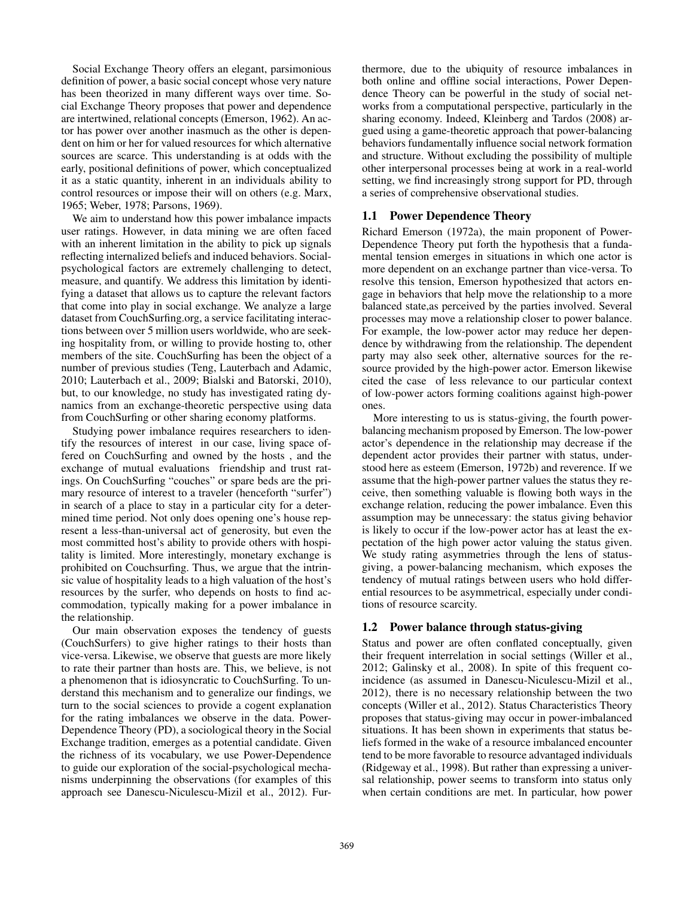Social Exchange Theory offers an elegant, parsimonious definition of power, a basic social concept whose very nature has been theorized in many different ways over time. Social Exchange Theory proposes that power and dependence are intertwined, relational concepts (Emerson, 1962). An actor has power over another inasmuch as the other is dependent on him or her for valued resources for which alternative sources are scarce. This understanding is at odds with the early, positional definitions of power, which conceptualized it as a static quantity, inherent in an individuals ability to control resources or impose their will on others (e.g. Marx, 1965; Weber, 1978; Parsons, 1969).

We aim to understand how this power imbalance impacts user ratings. However, in data mining we are often faced with an inherent limitation in the ability to pick up signals reflecting internalized beliefs and induced behaviors. Social-psychological factors are extremely challenging to detect, measure, and quantify. We address this limitation by identifying a dataset that allows us to capture the relevant factors that come into play in social exchange. We analyze a large dataset from CouchSurfing.org, a service facilitating interactions between over 5 million users worldwide, who are seeking hospitality from, or willing to provide hosting to, other members of the site. CouchSurfing has been the object of a number of previous studies (Teng, Lauterbach and Adamic, 2010; Lauterbach et al., 2009; Bialski and Batorski, 2010), but, to our knowledge, no study has investigated rating dynamics from an exchange-theoretic perspective using data from CouchSurfing or other sharing economy platforms.

Studying power imbalance requires researchers to identify the resources of interest in our case, living space offered on CouchSurfing and owned by the hosts , and the exchange of mutual evaluations friendship and trust ratings. On CouchSurfing "couches" or spare beds are the primary resource of interest to a traveler (henceforth "surfer") in search of a place to stay in a particular city for a determined time period. Not only does opening one's house represent a less-than-universal act of generosity, but even the most committed host's ability to provide others with hospitality is limited. More interestingly, monetary exchange is prohibited on Couchsurfing. Thus, we argue that the intrinsic value of hospitality leads to a high valuation of the host's resources by the surfer, who depends on hosts to find accommodation, typically making for a power imbalance in the relationship.

Our main observation exposes the tendency of guests (CouchSurfers) to give higher ratings to their hosts than vice-versa. Likewise, we observe that guests are more likely to rate their partner than hosts are. This, we believe, is not a phenomenon that is idiosyncratic to CouchSurfing. To understand this mechanism and to generalize our findings, we turn to the social sciences to provide a cogent explanation for the rating imbalances we observe in the data. Power-Dependence Theory (PD), a sociological theory in the Social Exchange tradition, emerges as a potential candidate. Given the richness of its vocabulary, we use Power-Dependence to guide our exploration of the social-psychological mechanisms underpinning the observations (for examples of this approach see Danescu-Niculescu-Mizil et al., 2012). Furthermore, due to the ubiquity of resource imbalances in both online and offline social interactions, Power Dependence Theory can be powerful in the study of social networks from a computational perspective, particularly in the sharing economy. Indeed, Kleinberg and Tardos (2008) argued using a game-theoretic approach that power-balancing behaviors fundamentally influence social network formation and structure. Without excluding the possibility of multiple other interpersonal processes being at work in a real-world setting, we find increasingly strong support for PD, through a series of comprehensive observational studies.

## 1.1 Power Dependence Theory

Richard Emerson (1972a), the main proponent of Power-Dependence Theory put forth the hypothesis that a fundamental tension emerges in situations in which one actor is more dependent on an exchange partner than vice-versa. To resolve this tension, Emerson hypothesized that actors engage in behaviors that help move the relationship to a more balanced state,as perceived by the parties involved. Several processes may move a relationship closer to power balance. For example, the low-power actor may reduce her dependence by withdrawing from the relationship. The dependent party may also seek other, alternative sources for the resource provided by the high-power actor. Emerson likewise cited the case of less relevance to our particular context of low-power actors forming coalitions against high-power ones.

More interesting to us is status-giving, the fourth power-balancing mechanism proposed by Emerson. The low-power actor's dependence in the relationship may decrease if the dependent actor provides their partner with status, understood here as esteem (Emerson, 1972b) and reverence. If we assume that the high-power partner values the status they receive, then something valuable is flowing both ways in the exchange relation, reducing the power imbalance. Even this assumption may be unnecessary: the status giving behavior is likely to occur if the low-power actor has at least the expectation of the high power actor valuing the status given. We study rating asymmetries through the lens of status-giving, a power-balancing mechanism, which exposes the tendency of mutual ratings between users who hold differential resources to be asymmetrical, especially under conditions of resource scarcity.

## 1.2 Power balance through status-giving

Status and power are often conflated conceptually, given their frequent interrelation in social settings (Willer et al., 2012; Galinsky et al., 2008). In spite of this frequent coincidence (as assumed in Danescu-Niculescu-Mizil et al., 2012), there is no necessary relationship between the two concepts (Willer et al., 2012). Status Characteristics Theory proposes that status-giving may occur in power-imbalanced situations. It has been shown in experiments that status beliefs formed in the wake of a resource imbalanced encounter tend to be more favorable to resource advantaged individuals (Ridgeway et al., 1998). But rather than expressing a universal relationship, power seems to transform into status only when certain conditions are met. In particular, how power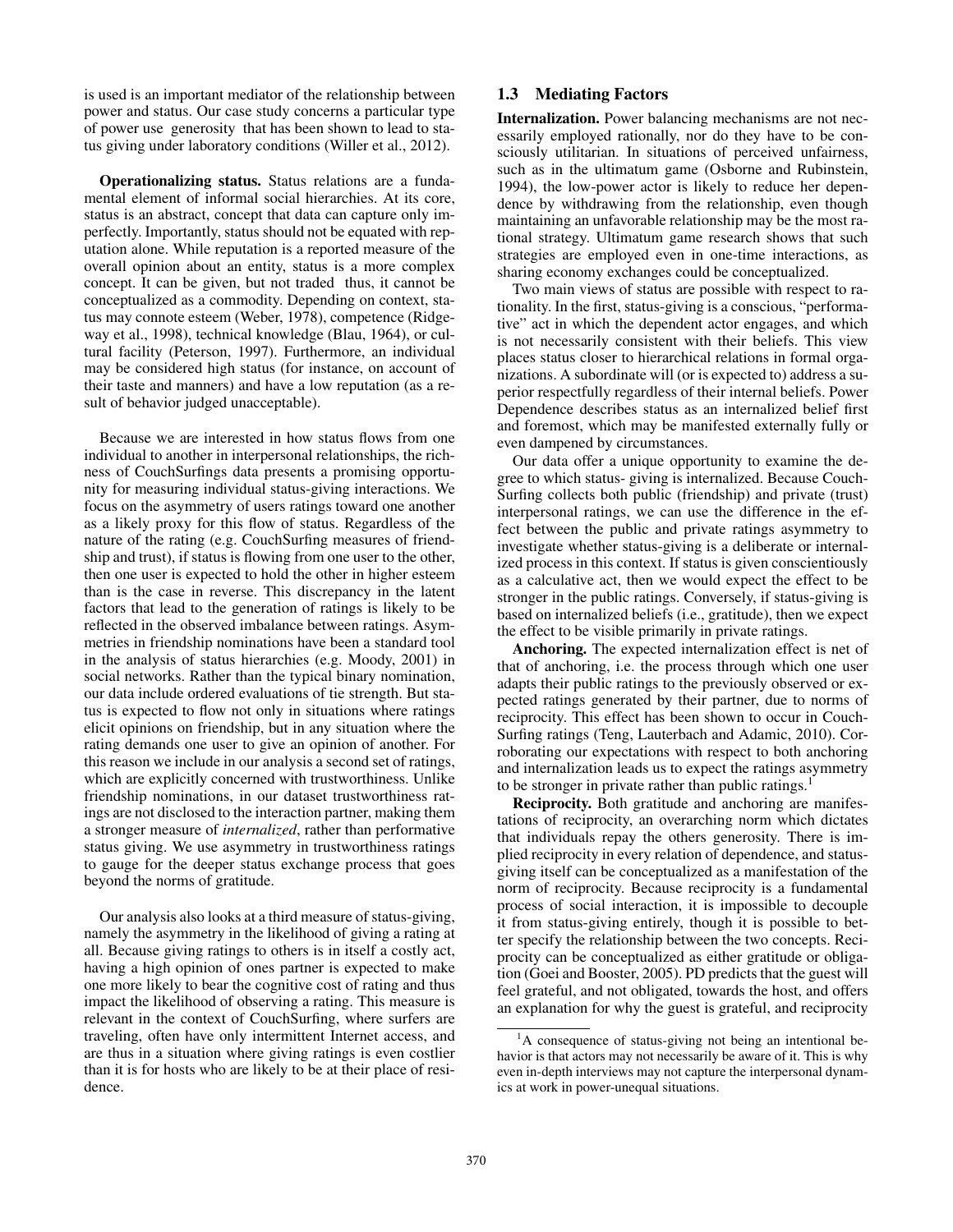is used is an important mediator of the relationship between power and status. Our case study concerns a particular type of power use generosity that has been shown to lead to status giving under laboratory conditions (Willer et al., 2012).

**Operationalizing status.** Status relations are a fundamental element of informal social hierarchies. At its core, status is an abstract, concept that data can capture only imperfectly. Importantly, status should not be equated with reputation alone. While reputation is a reported measure of the overall opinion about an entity, status is a more complex concept. It can be given, but not traded thus, it cannot be conceptualized as a commodity. Depending on context, status may connote esteem (Weber, 1978), competence (Ridgeway et al., 1998), technical knowledge (Blau, 1964), or cultural facility (Peterson, 1997). Furthermore, an individual may be considered high status (for instance, on account of their taste and manners) and have a low reputation (as a result of behavior judged unacceptable).

Because we are interested in how status flows from one individual to another in interpersonal relationships, the richness of CouchSurfings data presents a promising opportunity for measuring individual status-giving interactions. We focus on the asymmetry of users ratings toward one another as a likely proxy for this flow of status. Regardless of the nature of the rating (e.g. CouchSurfing measures of friendship and trust), if status is flowing from one user to the other, then one user is expected to hold the other in higher esteem than is the case in reverse. This discrepancy in the latent factors that lead to the generation of ratings is likely to be reflected in the observed imbalance between ratings. Asymmetries in friendship nominations have been a standard tool in the analysis of status hierarchies (e.g. Moody, 2001) in social networks. Rather than the typical binary nomination, our data include ordered evaluations of tie strength. But status is expected to flow not only in situations where ratings elicit opinions on friendship, but in any situation where the rating demands one user to give an opinion of another. For this reason we include in our analysis a second set of ratings, which are explicitly concerned with trustworthiness. Unlike friendship nominations, in our dataset trustworthiness ratings are not disclosed to the interaction partner, making them a stronger measure of *internalized*, rather than performative status giving. We use asymmetry in trustworthiness ratings to gauge for the deeper status exchange process that goes beyond the norms of gratitude.

Our analysis also looks at a third measure of status-giving, namely the asymmetry in the likelihood of giving a rating at all. Because giving ratings to others is in itself a costly act, having a high opinion of ones partner is expected to make one more likely to bear the cognitive cost of rating and thus impact the likelihood of observing a rating. This measure is relevant in the context of CouchSurfing, where surfers are traveling, often have only intermittent Internet access, and are thus in a situation where giving ratings is even costlier than it is for hosts who are likely to be at their place of residence.

## 1.3 Mediating Factors

**Internalization.** Power balancing mechanisms are not necessarily employed rationally, nor do they have to be consciously utilitarian. In situations of perceived unfairness, such as in the ultimatum game (Osborne and Rubinstein, 1994), the low-power actor is likely to reduce her dependence by withdrawing from the relationship, even though maintaining an unfavorable relationship may be the most rational strategy. Ultimatum game research shows that such strategies are employed even in one-time interactions, as sharing economy exchanges could be conceptualized.

Two main views of status are possible with respect to rationality. In the first, status-giving is a conscious, "performative" act in which the dependent actor engages, and which is not necessarily consistent with their beliefs. This view places status closer to hierarchical relations in formal organizations. A subordinate will (or is expected to) address a superior respectfully regardless of their internal beliefs. Power Dependence describes status as an internalized belief first and foremost, which may be manifested externally fully or even dampened by circumstances.

Our data offer a unique opportunity to examine the degree to which status- giving is internalized. Because CouchSurfing collects both public (friendship) and private (trust) interpersonal ratings, we can use the difference in the effect between the public and private ratings asymmetry to investigate whether status-giving is a deliberate or internalized process in this context. If status is given conscientiously as a calculative act, then we would expect the effect to be stronger in the public ratings. Conversely, if status-giving is based on internalized beliefs (i.e., gratitude), then we expect the effect to be visible primarily in private ratings.

**Anchoring.** The expected internalization effect is net of that of anchoring, i.e. the process through which one user adapts their public ratings to the previously observed or expected ratings generated by their partner, due to norms of reciprocity. This effect has been shown to occur in CouchSurfing ratings (Teng, Lauterbach and Adamic, 2010). Corroborating our expectations with respect to both anchoring and internalization leads us to expect the ratings asymmetry to be stronger in private rather than public ratings.[1]

**Reciprocity.** Both gratitude and anchoring are manifestations of reciprocity, an overarching norm which dictates that individuals repay the others generosity. There is implied reciprocity in every relation of dependence, and status-giving itself can be conceptualized as a manifestation of the norm of reciprocity. Because reciprocity is a fundamental process of social interaction, it is impossible to decouple it from status-giving entirely, though it is possible to better specify the relationship between the two concepts. Reciprocity can be conceptualized as either gratitude or obligation (Goei and Booster, 2005). PD predicts that the guest will feel grateful, and not obligated, towards the host, and offers an explanation for why the guest is grateful, and reciprocity

[1] A consequence of status-giving not being an intentional behavior is that actors may not necessarily be aware of it. This is why even in-depth interviews may not capture the interpersonal dynamics at work in power-unequal situations.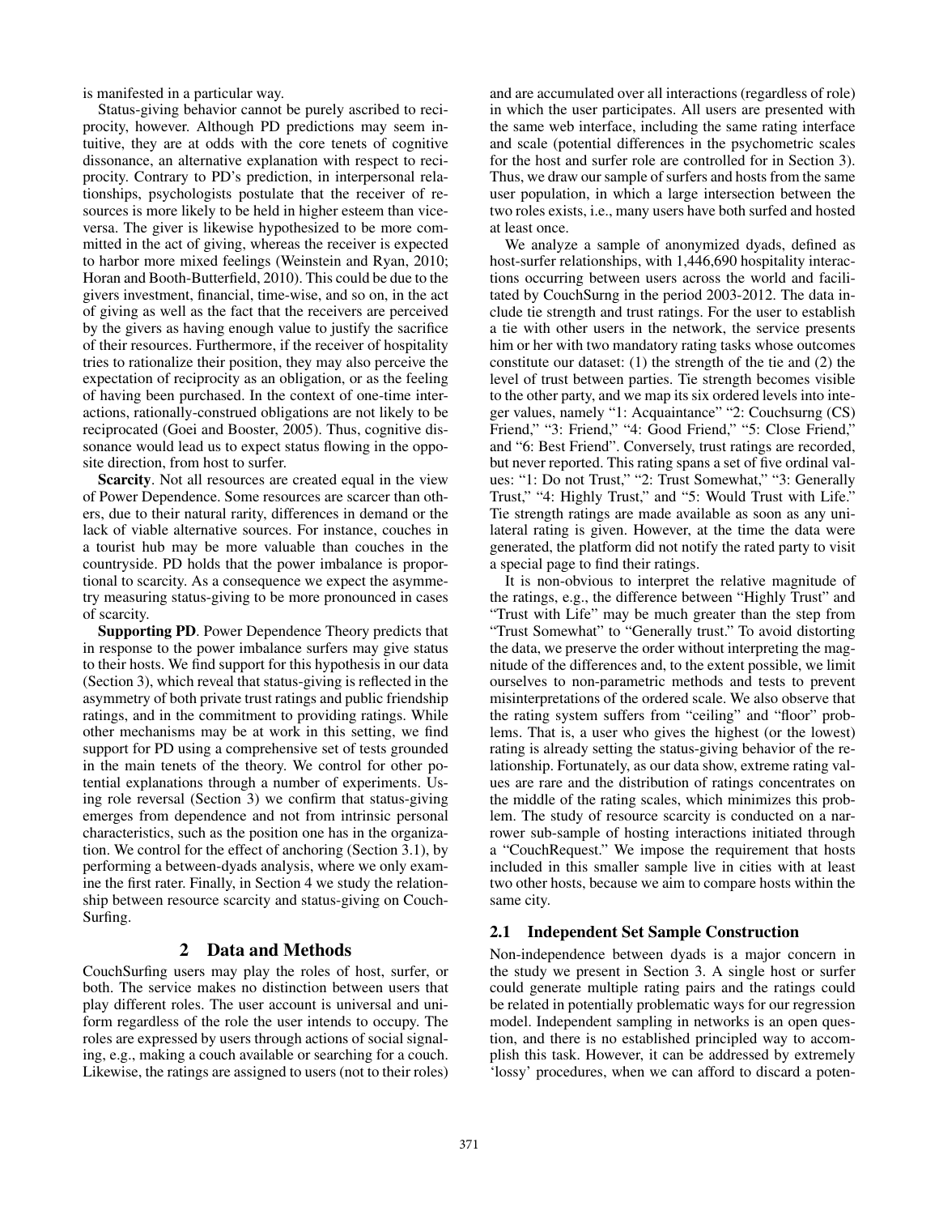is manifested in a particular way.

Status-giving behavior cannot be purely ascribed to reciprocity, however. Although PD predictions may seem intuitive, they are at odds with the core tenets of cognitive dissonance, an alternative explanation with respect to reciprocity. Contrary to PD's prediction, in interpersonal relationships, psychologists postulate that the receiver of resources is more likely to be held in higher esteem than vice-versa. The giver is likewise hypothesized to be more committed in the act of giving, whereas the receiver is expected to harbor more mixed feelings (Weinstein and Ryan, 2010; Horan and Booth-Butterfield, 2010). This could be due to the givers investment, financial, time-wise, and so on, in the act of giving as well as the fact that the receivers are perceived by the givers as having enough value to justify the sacrifice of their resources. Furthermore, if the receiver of hospitality tries to rationalize their position, they may also perceive the expectation of reciprocity as an obligation, or as the feeling of having been purchased. In the context of one-time interactions, rationally-construed obligations are not likely to be reciprocated (Goei and Booster, 2005). Thus, cognitive dissonance would lead us to expect status flowing in the opposite direction, from host to surfer.

**Scarcity**. Not all resources are created equal in the view of Power Dependence. Some resources are scarcer than others, due to their natural rarity, differences in demand or the lack of viable alternative sources. For instance, couches in a tourist hub may be more valuable than couches in the countryside. PD holds that the power imbalance is proportional to scarcity. As a consequence we expect the asymmetry measuring status-giving to be more pronounced in cases of scarcity.

**Supporting PD**. Power Dependence Theory predicts that in response to the power imbalance surfers may give status to their hosts. We find support for this hypothesis in our data (Section 3), which reveal that status-giving is reflected in the asymmetry of both private trust ratings and public friendship ratings, and in the commitment to providing ratings. While other mechanisms may be at work in this setting, we find support for PD using a comprehensive set of tests grounded in the main tenets of the theory. We control for other potential explanations through a number of experiments. Using role reversal (Section 3) we confirm that status-giving emerges from dependence and not from intrinsic personal characteristics, such as the position one has in the organization. We control for the effect of anchoring (Section 3.1), by performing a between-dyads analysis, where we only examine the first rater. Finally, in Section 4 we study the relationship between resource scarcity and status-giving on CouchSurfing.

## 2 Data and Methods

CouchSurfing users may play the roles of host, surfer, or both. The service makes no distinction between users that play different roles. The user account is universal and uniform regardless of the role the user intends to occupy. The roles are expressed by users through actions of social signaling, e.g., making a couch available or searching for a couch. Likewise, the ratings are assigned to users (not to their roles) and are accumulated over all interactions (regardless of role) in which the user participates. All users are presented with the same web interface, including the same rating interface and scale (potential differences in the psychometric scales for the host and surfer role are controlled for in Section 3). Thus, we draw our sample of surfers and hosts from the same user population, in which a large intersection between the two roles exists, i.e., many users have both surfed and hosted at least once.

We analyze a sample of anonymized dyads, defined as host-surfer relationships, with 1,446,690 hospitality interactions occurring between users across the world and facilitated by CouchSurng in the period 2003-2012. The data include tie strength and trust ratings. For the user to establish a tie with other users in the network, the service presents him or her with two mandatory rating tasks whose outcomes constitute our dataset: (1) the strength of the tie and (2) the level of trust between parties. Tie strength becomes visible to the other party, and we map its six ordered levels into integer values, namely "1: Acquaintance" "2: Couchsurng (CS) Friend," "3: Friend," "4: Good Friend," "5: Close Friend," and "6: Best Friend". Conversely, trust ratings are recorded, but never reported. This rating spans a set of five ordinal values: "1: Do not Trust," "2: Trust Somewhat," "3: Generally Trust," "4: Highly Trust," and "5: Would Trust with Life." Tie strength ratings are made available as soon as any unilateral rating is given. However, at the time the data were generated, the platform did not notify the rated party to visit a special page to find their ratings.

It is non-obvious to interpret the relative magnitude of the ratings, e.g., the difference between "Highly Trust" and "Trust with Life" may be much greater than the step from "Trust Somewhat" to "Generally trust." To avoid distorting the data, we preserve the order without interpreting the magnitude of the differences and, to the extent possible, we limit ourselves to non-parametric methods and tests to prevent misinterpretations of the ordered scale. We also observe that the rating system suffers from "ceiling" and "floor" problems. That is, a user who gives the highest (or the lowest) rating is already setting the status-giving behavior of the relationship. Fortunately, as our data show, extreme rating values are rare and the distribution of ratings concentrates on the middle of the rating scales, which minimizes this problem. The study of resource scarcity is conducted on a narrower sub-sample of hosting interactions initiated through a "CouchRequest." We impose the requirement that hosts included in this smaller sample live in cities with at least two other hosts, because we aim to compare hosts within the same city.

### 2.1 Independent Set Sample Construction

Non-independence between dyads is a major concern in the study we present in Section 3. A single host or surfer could generate multiple rating pairs and the ratings could be related in potentially problematic ways for our regression model. Independent sampling in networks is an open question, and there is no established principled way to accomplish this task. However, it can be addressed by extremely 'lossy' procedures, when we can afford to discard a poten-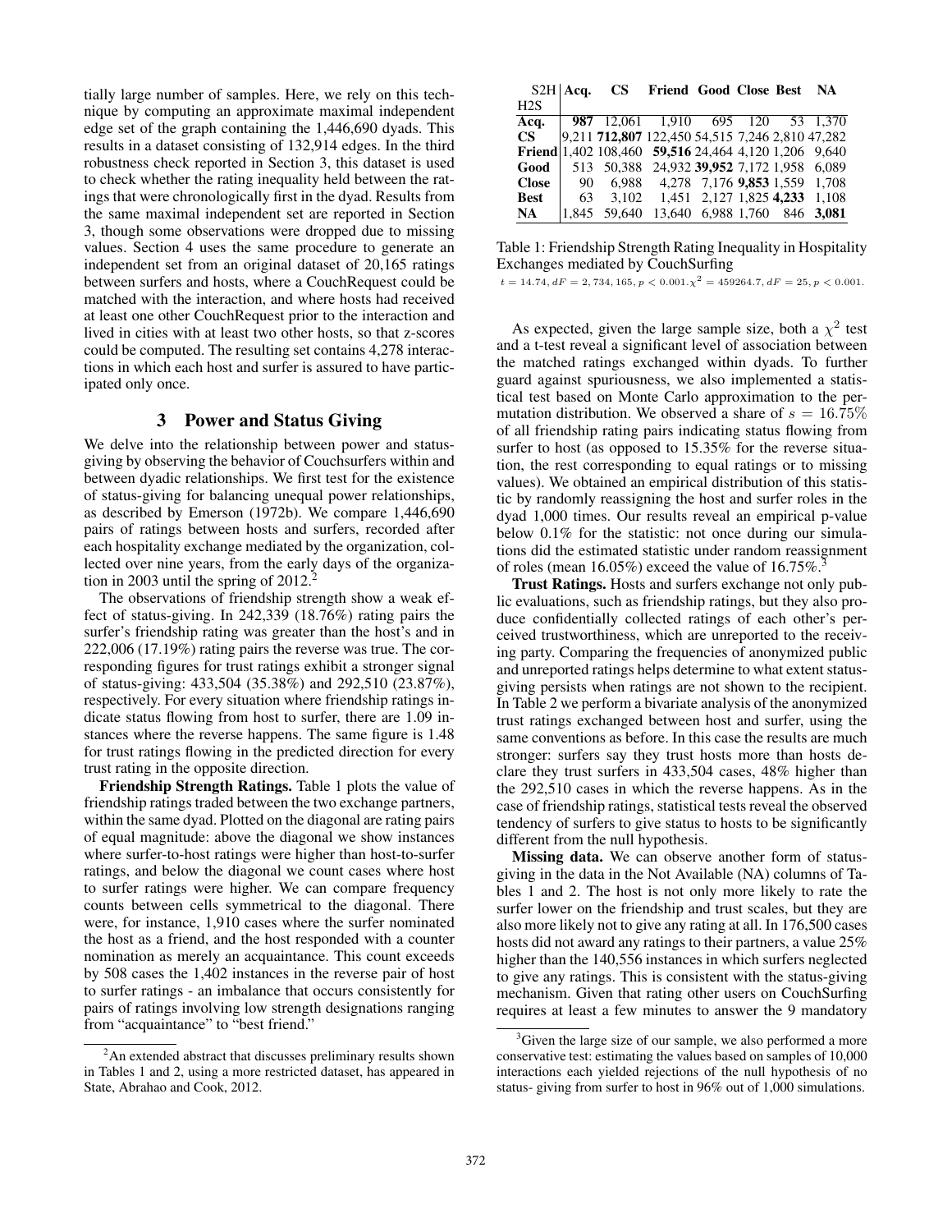tially large number of samples. Here, we rely on this technique by computing an approximate maximal independent edge set of the graph containing the 1,446,690 dyads. This results in a dataset consisting of 132,914 edges. In the third robustness check reported in Section 3, this dataset is used to check whether the rating inequality held between the ratings that were chronologically first in the dyad. Results from the same maximal independent set are reported in Section 3, though some observations were dropped due to missing values. Section 4 uses the same procedure to generate an independent set from an original dataset of 20,165 ratings between surfers and hosts, where a CouchRequest could be matched with the interaction, and where hosts had received at least one other CouchRequest prior to the interaction and lived in cities with at least two other hosts, so that z-scores could be computed. The resulting set contains 4,278 interactions in which each host and surfer is assured to have participated only once.

## 3 Power and Status Giving

We delve into the relationship between power and status-giving by observing the behavior of Couchsurfers within and between dyadic relationships. We first test for the existence of status-giving for balancing unequal power relationships, as described by Emerson (1972b). We compare 1,446,690 pairs of ratings between hosts and surfers, recorded after each hospitality exchange mediated by the organization, collected over nine years, from the early days of the organization in 2003 until the spring of 2012.[2]

The observations of friendship strength show a weak effect of status-giving. In 242,339 (18.76%) rating pairs the surfer's friendship rating was greater than the host's and in 222,006 (17.19%) rating pairs the reverse was true. The corresponding figures for trust ratings exhibit a stronger signal of status-giving: 433,504 (35.38%) and 292,510 (23.87%), respectively. For every situation where friendship ratings indicate status flowing from host to surfer, there are 1.09 instances where the reverse happens. The same figure is 1.48 for trust ratings flowing in the predicted direction for every trust rating in the opposite direction.

**Friendship Strength Ratings.** Table 1 plots the value of friendship ratings traded between the two exchange partners, within the same dyad. Plotted on the diagonal are rating pairs of equal magnitude: above the diagonal we show instances where surfer-to-host ratings were higher than host-to-surfer ratings, and below the diagonal we count cases where host to surfer ratings were higher. We can compare frequency counts between cells symmetrical to the diagonal. There were, for instance, 1,910 cases where the surfer nominated the host as a friend, and the host responded with a counter nomination as merely an acquaintance. This count exceeds by 508 cases the 1,402 instances in the reverse pair of host to surfer ratings - an imbalance that occurs consistently for pairs of ratings involving low strength designations ranging from "acquaintance" to "best friend."

[2] An extended abstract that discusses preliminary results shown in Tables 1 and 2, using a more restricted dataset, has appeared in State, Abrahao and Cook, 2012.

| S2H / H2S | Acq. | CS | Friend | Good | Close | Best | NA |
|---|---|---|---|---|---|---|---|
| **Acq.** | **987** | 12,061 | 1,910 | 695 | 120 | 53 | 1,370 |
| **CS** | 9,211 | **712,807** | 122,450 | 54,515 | 7,246 | 2,810 | 47,282 |
| **Friend** | 1,402 | 108,460 | **59,516** | 24,464 | 4,120 | 1,206 | 9,640 |
| **Good** | 513 | 50,388 | 24,932 | **39,952** | 7,172 | 1,958 | 6,089 |
| **Close** | 90 | 6,988 | 4,278 | 7,176 | **9,853** | 1,559 | 1,708 |
| **Best** | 63 | 3,102 | 1,451 | 2,127 | 1,825 | **4,233** | 1,108 |
| **NA** | 1,845 | 59,640 | 13,640 | 6,988 | 1,760 | 846 | **3,081** |

Table 1: Friendship Strength Rating Inequality in Hospitality Exchanges mediated by CouchSurfing
$t = 14.74, dF = 2,734,165, p < 0.001. \chi^2 = 459264.7, dF = 25, p < 0.001.$

As expected, given the large sample size, both a $\chi^2$ test and a t-test reveal a significant level of association between the matched ratings exchanged within dyads. To further guard against spuriousness, we also implemented a statistical test based on Monte Carlo approximation to the permutation distribution. We observed a share of $s = 16.75\%$ of all friendship rating pairs indicating status flowing from surfer to host (as opposed to 15.35% for the reverse situation, the rest corresponding to equal ratings or to missing values). We obtained an empirical distribution of this statistic by randomly reassigning the host and surfer roles in the dyad 1,000 times. Our results reveal an empirical p-value below 0.1% for the statistic: not once during our simulations did the estimated statistic under random reassignment of roles (mean 16.05%) exceed the value of 16.75%.[3]

**Trust Ratings.** Hosts and surfers exchange not only public evaluations, such as friendship ratings, but they also produce confidentially collected ratings of each other's perceived trustworthiness, which are unreported to the receiving party. Comparing the frequencies of anonymized public and unreported ratings helps determine to what extent status-giving persists when ratings are not shown to the recipient. In Table 2 we perform a bivariate analysis of the anonymized trust ratings exchanged between host and surfer, using the same conventions as before. In this case the results are much stronger: surfers say they trust hosts more than hosts declare they trust surfers in 433,504 cases, 48% higher than the 292,510 cases in which the reverse happens. As in the case of friendship ratings, statistical tests reveal the observed tendency of surfers to give status to hosts to be significantly different from the null hypothesis.

**Missing data.** We can observe another form of status-giving in the data in the Not Available (NA) columns of Tables 1 and 2. The host is not only more likely to rate the surfer lower on the friendship and trust scales, but they are also more likely not to give any rating at all. In 176,500 cases hosts did not award any ratings to their partners, a value 25% higher than the 140,556 instances in which surfers neglected to give any ratings. This is consistent with the status-giving mechanism. Given that rating other users on CouchSurfing requires at least a few minutes to answer the 9 mandatory

[3] Given the large size of our sample, we also performed a more conservative test: estimating the values based on samples of 10,000 interactions each yielded rejections of the null hypothesis of no status- giving from surfer to host in 96% out of 1,000 simulations.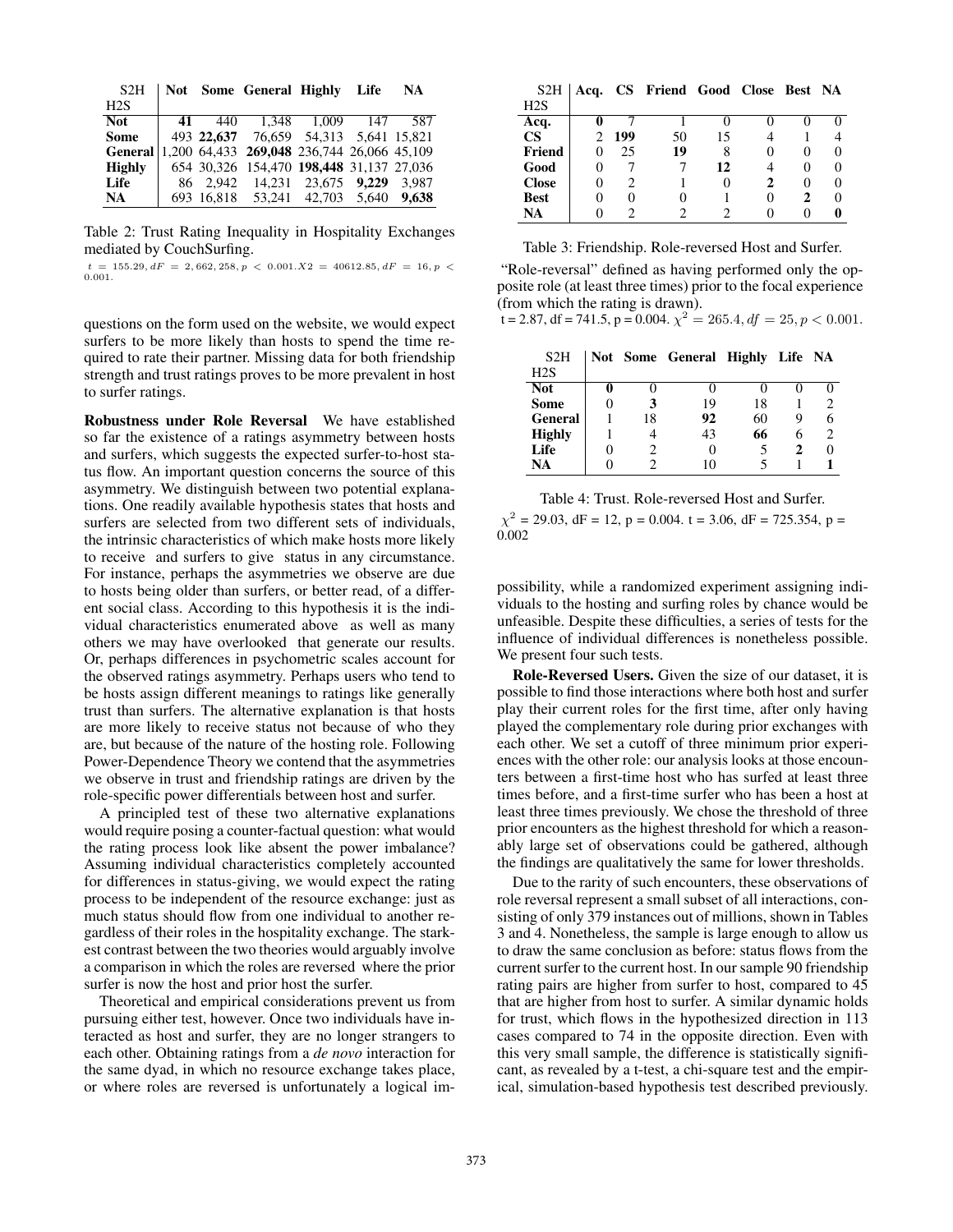| S2H / H2S | Not | Some | General | Highly | Life | NA |
|---|---|---|---|---|---|---|
| **Not** | **41** | 440 | 1,348 | 1,009 | 147 | 587 |
| **Some** | 493 | **22,637** | 76,659 | 54,313 | 5,641 | 15,821 |
| **General** | 1,200 | 64,433 | **269,048** | 236,744 | 26,066 | 45,109 |
| **Highly** | 654 | 30,326 | 154,470 | **198,448** | 31,137 | 27,036 |
| **Life** | 86 | 2,942 | 14,231 | 23,675 | **9,229** | 3,987 |
| **NA** | 693 | 16,818 | 53,241 | 42,703 | 5,640 | **9,638** |

Table 2: Trust Rating Inequality in Hospitality Exchanges mediated by CouchSurfing.

$t = 155.29, dF = 2,662,258, p < 0.001. X2 = 40612.85, dF = 16, p < 0.001.$

questions on the form used on the website, we would expect surfers to be more likely than hosts to spend the time required to rate their partner. Missing data for both friendship strength and trust ratings proves to be more prevalent in host to surfer ratings.

**Robustness under Role Reversal** We have established so far the existence of a ratings asymmetry between hosts and surfers, which suggests the expected surfer-to-host status flow. An important question concerns the source of this asymmetry. We distinguish between two potential explanations. One readily available hypothesis states that hosts and surfers are selected from two different sets of individuals, the intrinsic characteristics of which make hosts more likely to receive and surfers to give status in any circumstance. For instance, perhaps the asymmetries we observe are due to hosts being older than surfers, or better read, of a different social class. According to this hypothesis it is the individual characteristics enumerated above as well as many others we may have overlooked that generate our results. Or, perhaps differences in psychometric scales account for the observed ratings asymmetry. Perhaps users who tend to be hosts assign different meanings to ratings like generally trust than surfers. The alternative explanation is that hosts are more likely to receive status not because of who they are, but because of the nature of the hosting role. Following Power-Dependence Theory we contend that the asymmetries we observe in trust and friendship ratings are driven by the role-specific power differentials between host and surfer.

A principled test of these two alternative explanations would require posing a counter-factual question: what would the rating process look like absent the power imbalance? Assuming individual characteristics completely accounted for differences in status-giving, we would expect the rating process to be independent of the resource exchange: just as much status should flow from one individual to another regardless of their roles in the hospitality exchange. The starkest contrast between the two theories would arguably involve a comparison in which the roles are reversed where the prior surfer is now the host and prior host the surfer.

Theoretical and empirical considerations prevent us from pursuing either test, however. Once two individuals have interacted as host and surfer, they are no longer strangers to each other. Obtaining ratings from a *de novo* interaction for the same dyad, in which no resource exchange takes place, or where roles are reversed is unfortunately a logical impossibility, while a randomized experiment assigning individuals to the hosting and surfing roles by chance would be unfeasible. Despite these difficulties, a series of tests for the influence of individual differences is nonetheless possible. We present four such tests.

| S2H / H2S | Acq. | CS | Friend | Good | Close | Best | NA |
|---|---|---|---|---|---|---|---|
| **Acq.** | **0** | 7 | 1 | 0 | 0 | 0 | 0 |
| **CS** | 2 | **199** | 50 | 15 | 4 | 1 | 4 |
| **Friend** | 0 | 25 | **19** | 8 | 0 | 0 | 0 |
| **Good** | 0 | 7 | 7 | **12** | 4 | 0 | 0 |
| **Close** | 0 | 2 | 1 | 0 | **2** | 0 | 0 |
| **Best** | 0 | 0 | 0 | 1 | 0 | **2** | 0 |
| **NA** | 0 | 2 | 2 | 2 | 0 | 0 | **0** |

Table 3: Friendship. Role-reversed Host and Surfer.

"Role-reversal" defined as having performed only the opposite role (at least three times) prior to the focal experience (from which the rating is drawn).

t = 2.87, df = 741.5, p = 0.004. $\chi^2 = 265.4, df = 25, p < 0.001$.

| S2H / H2S | Not | Some | General | Highly | Life | NA |
|---|---|---|---|---|---|---|
| **Not** | **0** | 0 | 0 | 0 | 0 | 0 |
| **Some** | 0 | **3** | 19 | 18 | 1 | 2 |
| **General** | 1 | 18 | **92** | 60 | 9 | 6 |
| **Highly** | 1 | 4 | 43 | **66** | 6 | 2 |
| **Life** | 0 | 2 | 0 | 5 | **2** | 0 |
| **NA** | 0 | 2 | 10 | 5 | 1 | **1** |

Table 4: Trust. Role-reversed Host and Surfer.

$\chi^2$ = 29.03, dF = 12, p = 0.004. t = 3.06, dF = 725.354, p = 0.002

**Role-Reversed Users.** Given the size of our dataset, it is possible to find those interactions where both host and surfer play their current roles for the first time, after only having played the complementary role during prior exchanges with each other. We set a cutoff of three minimum prior experiences with the other role: our analysis looks at those encounters between a first-time host who has surfed at least three times before, and a first-time surfer who has been a host at least three times previously. We chose the threshold of three prior encounters as the highest threshold for which a reasonably large set of observations could be gathered, although the findings are qualitatively the same for lower thresholds.

Due to the rarity of such encounters, these observations of role reversal represent a small subset of all interactions, consisting of only 379 instances out of millions, shown in Tables 3 and 4. Nonetheless, the sample is large enough to allow us to draw the same conclusion as before: status flows from the current surfer to the current host. In our sample 90 friendship rating pairs are higher from surfer to host, compared to 45 that are higher from host to surfer. A similar dynamic holds for trust, which flows in the hypothesized direction in 113 cases compared to 74 in the opposite direction. Even with this very small sample, the difference is statistically significant, as revealed by a t-test, a chi-square test and the empirical, simulation-based hypothesis test described previously.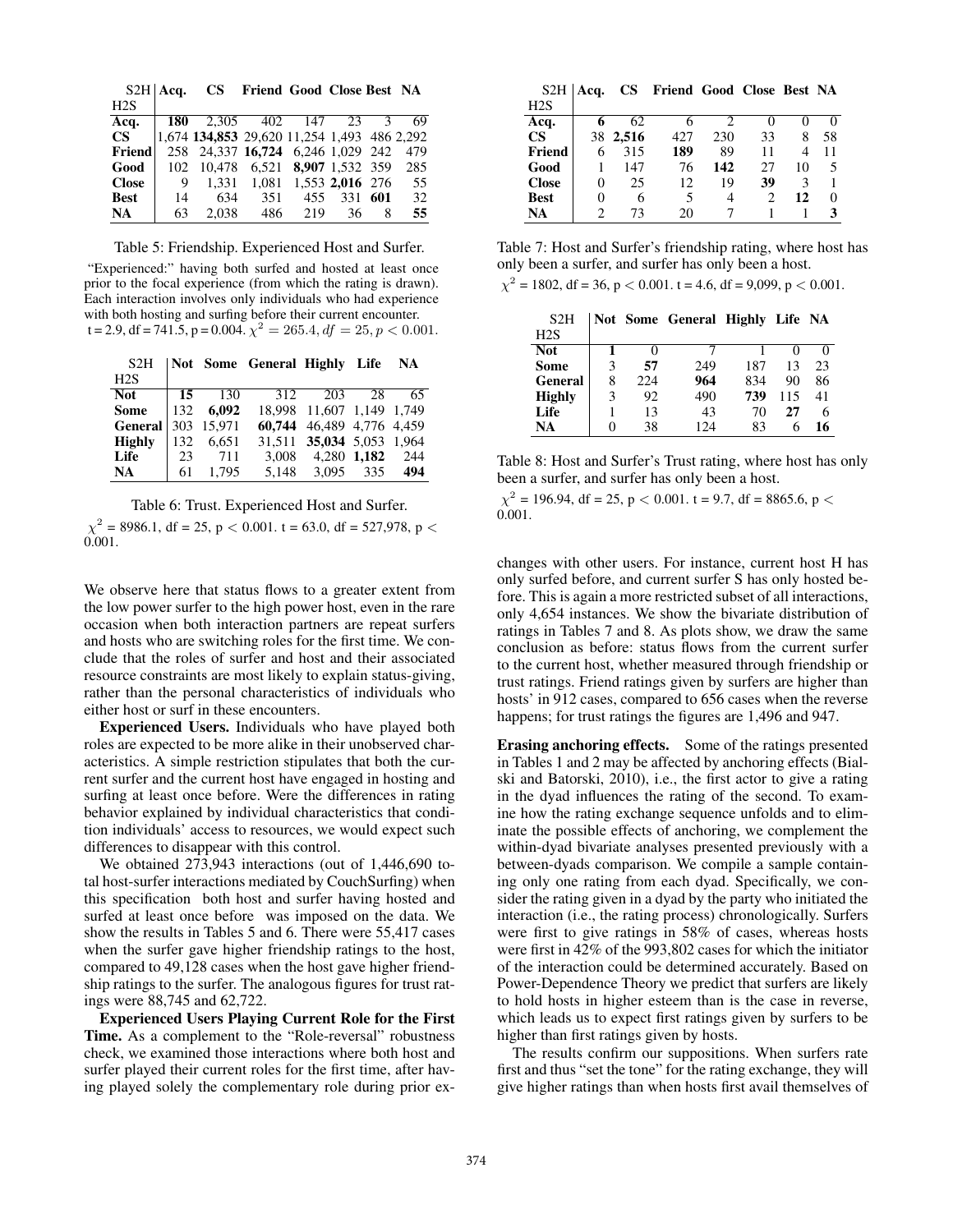| S2H / H2S | Acq. | CS | Friend | Good | Close | Best | NA |
|---|---|---|---|---|---|---|---|
| **Acq.** | **180** | 2,305 | 402 | 147 | 23 | 3 | 69 |
| **CS** | 1,674 | **134,853** | 29,620 | 11,254 | 1,493 | 486 | 2,292 |
| **Friend** | 258 | 24,337 | **16,724** | 6,246 | 1,029 | 242 | 479 |
| **Good** | 102 | 10,478 | 6,521 | **8,907** | 1,532 | 359 | 285 |
| **Close** | 9 | 1,331 | 1,081 | 1,553 | **2,016** | 276 | 55 |
| **Best** | 14 | 634 | 351 | 455 | 331 | **601** | 32 |
| **NA** | 63 | 2,038 | 486 | 219 | 36 | 8 | **55** |

Table 5: Friendship. Experienced Host and Surfer.

"Experienced:" having both surfed and hosted at least once prior to the focal experience (from which the rating is drawn). Each interaction involves only individuals who had experience with both hosting and surfing before their current encounter. t = 2.9, df = 741.5, p = 0.004. $\chi^2 = 265.4, df = 25, p < 0.001$.

| S2H / H2S | Not | Some | General | Highly | Life | NA |
|---|---|---|---|---|---|---|
| **Not** | **15** | 130 | 312 | 203 | 28 | 65 |
| **Some** | 132 | **6,092** | 18,998 | 11,607 | 1,149 | 1,749 |
| **General** | 303 | 15,971 | **60,744** | 46,489 | 4,776 | 4,459 |
| **Highly** | 132 | 6,651 | 31,511 | **35,034** | 5,053 | 1,964 |
| **Life** | 23 | 711 | 3,008 | 4,280 | **1,182** | 244 |
| **NA** | 61 | 1,795 | 5,148 | 3,095 | 335 | **494** |

Table 6: Trust. Experienced Host and Surfer.

$\chi^2$ = 8986.1, df = 25, p $<$ 0.001. t = 63.0, df = 527,978, p $<$ 0.001.

We observe here that status flows to a greater extent from the low power surfer to the high power host, even in the rare occasion when both interaction partners are repeat surfers and hosts who are switching roles for the first time. We conclude that the roles of surfer and host and their associated resource constraints are most likely to explain status-giving, rather than the personal characteristics of individuals who either host or surf in these encounters.

**Experienced Users.** Individuals who have played both roles are expected to be more alike in their unobserved characteristics. A simple restriction stipulates that both the current surfer and the current host have engaged in hosting and surfing at least once before. Were the differences in rating behavior explained by individual characteristics that condition individuals' access to resources, we would expect such differences to disappear with this control.

We obtained 273,943 interactions (out of 1,446,690 total host-surfer interactions mediated by CouchSurfing) when this specification both host and surfer having hosted and surfed at least once before was imposed on the data. We show the results in Tables 5 and 6. There were 55,417 cases when the surfer gave higher friendship ratings to the host, compared to 49,128 cases when the host gave higher friendship ratings to the surfer. The analogous figures for trust ratings were 88,745 and 62,722.

**Experienced Users Playing Current Role for the First Time.** As a complement to the "Role-reversal" robustness check, we examined those interactions where both host and surfer played their current roles for the first time, after having played solely the complementary role during prior exchanges with other users. For instance, current host H has only surfed before, and current surfer S has only hosted before. This is again a more restricted subset of all interactions, only 4,654 instances. We show the bivariate distribution of ratings in Tables 7 and 8. As plots show, we draw the same conclusion as before: status flows from the current surfer to the current host, whether measured through friendship or trust ratings. Friend ratings given by surfers are higher than hosts' in 912 cases, compared to 656 cases when the reverse happens; for trust ratings the figures are 1,496 and 947.

| S2H / H2S | Acq. | CS | Friend | Good | Close | Best | NA |
|---|---|---|---|---|---|---|---|
| **Acq.** | **6** | 62 | 6 | 2 | 0 | 0 | 0 |
| **CS** | 38 | **2,516** | 427 | 230 | 33 | 8 | 58 |
| **Friend** | 6 | 315 | **189** | 89 | 11 | 4 | 11 |
| **Good** | 1 | 147 | 76 | **142** | 27 | 10 | 5 |
| **Close** | 0 | 25 | 12 | 19 | **39** | 3 | 1 |
| **Best** | 0 | 6 | 5 | 4 | 2 | **12** | 0 |
| **NA** | 2 | 73 | 20 | 7 | 1 | 1 | **3** |

Table 7: Host and Surfer's friendship rating, where host has only been a surfer, and surfer has only been a host.

$\chi^2$ = 1802, df = 36, p $<$ 0.001. t = 4.6, df = 9,099, p $<$ 0.001.

| S2H / H2S | Not | Some | General | Highly | Life | NA |
|---|---|---|---|---|---|---|
| **Not** | **1** | 0 | 7 | 1 | 0 | 0 |
| **Some** | 3 | **57** | 249 | 187 | 13 | 23 |
| **General** | 8 | 224 | **964** | 834 | 90 | 86 |
| **Highly** | 3 | 92 | 490 | **739** | 115 | 41 |
| **Life** | 1 | 13 | 43 | 70 | **27** | 6 |
| **NA** | 0 | 38 | 124 | 83 | 6 | **16** |

Table 8: Host and Surfer's Trust rating, where host has only been a surfer, and surfer has only been a host.

$\chi^2$ = 196.94, df = 25, p $<$ 0.001. t = 9.7, df = 8865.6, p $<$ 0.001.

**Erasing anchoring effects.** Some of the ratings presented in Tables 1 and 2 may be affected by anchoring effects (Bialski and Batorski, 2010), i.e., the first actor to give a rating in the dyad influences the rating of the second. To examine how the rating exchange sequence unfolds and to eliminate the possible effects of anchoring, we complement the within-dyad bivariate analyses presented previously with a between-dyads comparison. We compile a sample containing only one rating from each dyad. Specifically, we consider the rating given in a dyad by the party who initiated the interaction (i.e., the rating process) chronologically. Surfers were first to give ratings in 58% of cases, whereas hosts were first in 42% of the 993,802 cases for which the initiator of the interaction could be determined accurately. Based on Power-Dependence Theory we predict that surfers are likely to hold hosts in higher esteem than is the case in reverse, which leads us to expect first ratings given by surfers to be higher than first ratings given by hosts.

The results confirm our suppositions. When surfers rate first and thus "set the tone" for the rating exchange, they will give higher ratings than when hosts first avail themselves of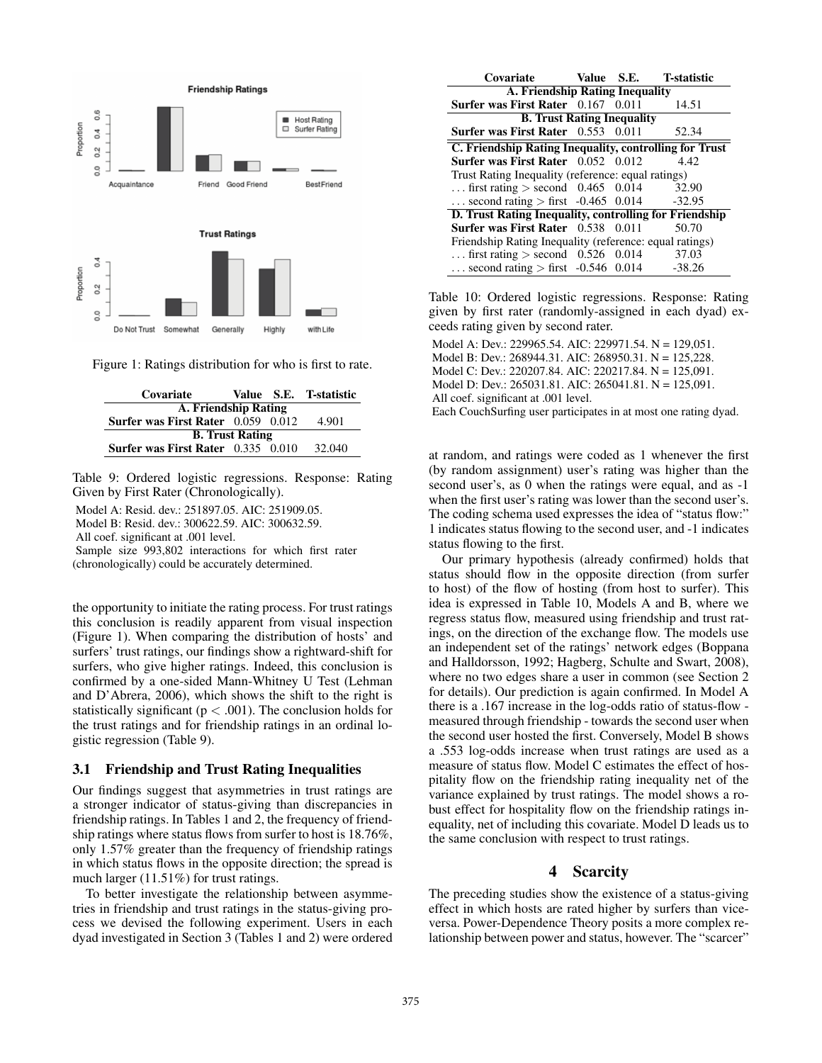Figure 1: Ratings distribution for who is first to rate.

| Covariate | Value | S.E. | T-statistic |
|---|---|---|---|
| **A. Friendship Rating** | | | |
| **Surfer was First Rater** | 0.059 | 0.012 | 4.901 |
| **B. Trust Rating** | | | |
| **Surfer was First Rater** | 0.335 | 0.010 | 32.040 |

Table 9: Ordered logistic regressions. Response: Rating Given by First Rater (Chronologically).

Model A: Resid. dev.: 251897.05. AIC: 251909.05.
Model B: Resid. dev.: 300622.59. AIC: 300632.59.
All coef. significant at .001 level.
Sample size 993,802 interactions for which first rater (chronologically) could be accurately determined.

the opportunity to initiate the rating process. For trust ratings this conclusion is readily apparent from visual inspection (Figure 1). When comparing the distribution of hosts' and surfers' trust ratings, our findings show a rightward-shift for surfers, who give higher ratings. Indeed, this conclusion is confirmed by a one-sided Mann-Whitney U Test (Lehman and D'Abrera, 2006), which shows the shift to the right is statistically significant ($p < .001$). The conclusion holds for the trust ratings and for friendship ratings in an ordinal logistic regression (Table 9).

### 3.1 Friendship and Trust Rating Inequalities

Our findings suggest that asymmetries in trust ratings are a stronger indicator of status-giving than discrepancies in friendship ratings. In Tables 1 and 2, the frequency of friendship ratings where status flows from surfer to host is 18.76%, only 1.57% greater than the frequency of friendship ratings in which status flows in the opposite direction; the spread is much larger (11.51%) for trust ratings.

To better investigate the relationship between asymmetries in friendship and trust ratings in the status-giving process we devised the following experiment. Users in each dyad investigated in Section 3 (Tables 1 and 2) were ordered

| Covariate | Value | S.E. | T-statistic |
|---|---|---|---|
| **A. Friendship Rating Inequality** | | | |
| **Surfer was First Rater** | 0.167 | 0.011 | 14.51 |
| **B. Trust Rating Inequality** | | | |
| **Surfer was First Rater** | 0.553 | 0.011 | 52.34 |
| **C. Friendship Rating Inequality, controlling for Trust** | | | |
| **Surfer was First Rater** | 0.052 | 0.012 | 4.42 |
| Trust Rating Inequality (reference: equal ratings) | | | |
| . . . first rating > second | 0.465 | 0.014 | 32.90 |
| . . . second rating > first | -0.465 | 0.014 | -32.95 |
| **D. Trust Rating Inequality, controlling for Friendship** | | | |
| **Surfer was First Rater** | 0.538 | 0.011 | 50.70 |
| Friendship Rating Inequality (reference: equal ratings) | | | |
| . . . first rating > second | 0.526 | 0.014 | 37.03 |
| . . . second rating > first | -0.546 | 0.014 | -38.26 |

Table 10: Ordered logistic regressions. Response: Rating given by first rater (randomly-assigned in each dyad) exceeds rating given by second rater.

Model A: Dev.: 229965.54. AIC: 229971.54. N = 129,051.
Model B: Dev.: 268944.31. AIC: 268950.31. N = 125,228.
Model C: Dev.: 220207.84. AIC: 220217.84. N = 125,091.
Model D: Dev.: 265031.81. AIC: 265041.81. N = 125,091.
All coef. significant at .001 level.
Each CouchSurfing user participates in at most one rating dyad.

at random, and ratings were coded as 1 whenever the first (by random assignment) user's rating was higher than the second user's, as 0 when the ratings were equal, and as -1 when the first user's rating was lower than the second user's. The coding schema used expresses the idea of "status flow:" 1 indicates status flowing to the second user, and -1 indicates status flowing to the first.

Our primary hypothesis (already confirmed) holds that status should flow in the opposite direction (from surfer to host) of the flow of hosting (from host to surfer). This idea is expressed in Table 10, Models A and B, where we regress status flow, measured using friendship and trust ratings, on the direction of the exchange flow. The models use an independent set of the ratings' network edges (Boppana and Halldorsson, 1992; Hagberg, Schulte and Swart, 2008), where no two edges share a user in common (see Section 2 for details). Our prediction is again confirmed. In Model A there is a .167 increase in the log-odds ratio of status-flow - measured through friendship - towards the second user when the second user hosted the first. Conversely, Model B shows a .553 log-odds increase when trust ratings are used as a measure of status flow. Model C estimates the effect of hospitality flow on the friendship rating inequality net of the variance explained by trust ratings. The model shows a robust effect for hospitality flow on the friendship ratings inequality, net of including this covariate. Model D leads us to the same conclusion with respect to trust ratings.

## 4 Scarcity

The preceding studies show the existence of a status-giving effect in which hosts are rated higher by surfers than vice-versa. Power-Dependence Theory posits a more complex relationship between power and status, however. The "scarcer"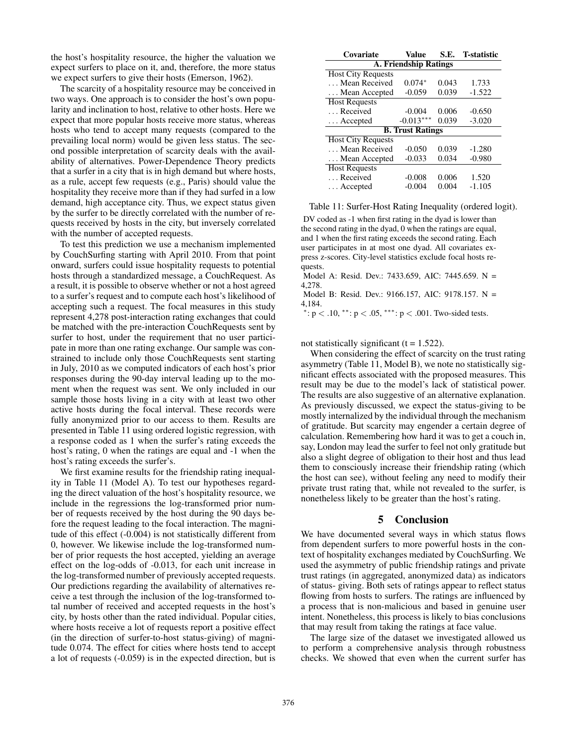the host's hospitality resource, the higher the valuation we expect surfers to place on it, and, therefore, the more status we expect surfers to give their hosts (Emerson, 1962).

The scarcity of a hospitality resource may be conceived in two ways. One approach is to consider the host's own popularity and inclination to host, relative to other hosts. Here we expect that more popular hosts receive more status, whereas hosts who tend to accept many requests (compared to the prevailing local norm) would be given less status. The second possible interpretation of scarcity deals with the availability of alternatives. Power-Dependence Theory predicts that a surfer in a city that is in high demand but where hosts, as a rule, accept few requests (e.g., Paris) should value the hospitality they receive more than if they had surfed in a low demand, high acceptance city. Thus, we expect status given by the surfer to be directly correlated with the number of requests received by hosts in the city, but inversely correlated with the number of accepted requests.

To test this prediction we use a mechanism implemented by CouchSurfing starting with April 2010. From that point onward, surfers could issue hospitality requests to potential hosts through a standardized message, a CouchRequest. As a result, it is possible to observe whether or not a host agreed to a surfer's request and to compute each host's likelihood of accepting such a request. The focal measures in this study represent 4,278 post-interaction rating exchanges that could be matched with the pre-interaction CouchRequests sent by surfer to host, under the requirement that no user participate in more than one rating exchange. Our sample was constrained to include only those CouchRequests sent starting in July, 2010 as we computed indicators of each host's prior responses during the 90-day interval leading up to the moment when the request was sent. We only included in our sample those hosts living in a city with at least two other active hosts during the focal interval. These records were fully anonymized prior to our access to them. Results are presented in Table 11 using ordered logistic regression, with a response coded as 1 when the surfer's rating exceeds the host's rating, 0 when the ratings are equal and -1 when the host's rating exceeds the surfer's.

We first examine results for the friendship rating inequality in Table 11 (Model A). To test our hypotheses regarding the direct valuation of the host's hospitality resource, we include in the regressions the log-transformed prior number of requests received by the host during the 90 days before the request leading to the focal interaction. The magnitude of this effect (-0.004) is not statistically different from 0, however. We likewise include the log-transformed number of prior requests the host accepted, yielding an average effect on the log-odds of -0.013, for each unit increase in the log-transformed number of previously accepted requests. Our predictions regarding the availability of alternatives receive a test through the inclusion of the log-transformed total number of received and accepted requests in the host's city, by hosts other than the rated individual. Popular cities, where hosts receive a lot of requests report a positive effect (in the direction of surfer-to-host status-giving) of magnitude 0.074. The effect for cities where hosts tend to accept a lot of requests (-0.059) is in the expected direction, but is not statistically significant (t = 1.522).

| Covariate | Value | S.E. | T-statistic |
|---|---|---|---|
| **A. Friendship Ratings** | | | |
| Host City Requests | | | |
| . . . Mean Received | 0.074* | 0.043 | 1.733 |
| . . . Mean Accepted | -0.059 | 0.039 | -1.522 |
| Host Requests | | | |
| . . . Received | -0.004 | 0.006 | -0.650 |
| . . . Accepted | -0.013*** | 0.039 | -3.020 |
| **B. Trust Ratings** | | | |
| Host City Requests | | | |
| . . . Mean Received | -0.050 | 0.039 | -1.280 |
| . . . Mean Accepted | -0.033 | 0.034 | -0.980 |
| Host Requests | | | |
| . . . Received | -0.008 | 0.006 | 1.520 |
| . . . Accepted | -0.004 | 0.004 | -1.105 |

Table 11: Surfer-Host Rating Inequality (ordered logit).

DV coded as -1 when first rating in the dyad is lower than the second rating in the dyad, 0 when the ratings are equal, and 1 when the first rating exceeds the second rating. Each user participates in at most one dyad. All covariates express z-scores. City-level statistics exclude focal hosts requests.

Model A: Resid. Dev.: 7433.659, AIC: 7445.659. N = 4,278.

Model B: Resid. Dev.: 9166.157, AIC: 9178.157. N = 4,184.

*: $p < .10$, **: $p < .05$, ***: $p < .001$. Two-sided tests.

When considering the effect of scarcity on the trust rating asymmetry (Table 11, Model B), we note no statistically significant effects associated with the proposed measures. This result may be due to the model's lack of statistical power. The results are also suggestive of an alternative explanation. As previously discussed, we expect the status-giving to be mostly internalized by the individual through the mechanism of gratitude. But scarcity may engender a certain degree of calculation. Remembering how hard it was to get a couch in, say, London may lead the surfer to feel not only gratitude but also a slight degree of obligation to their host and thus lead them to consciously increase their friendship rating (which the host can see), without feeling any need to modify their private trust rating that, while not revealed to the surfer, is nonetheless likely to be greater than the host's rating.

## 5 Conclusion

We have documented several ways in which status flows from dependent surfers to more powerful hosts in the context of hospitality exchanges mediated by CouchSurfing. We used the asymmetry of public friendship ratings and private trust ratings (in aggregated, anonymized data) as indicators of status- giving. Both sets of ratings appear to reflect status flowing from hosts to surfers. The ratings are influenced by a process that is non-malicious and based in genuine user intent. Nonetheless, this process is likely to bias conclusions that may result from taking the ratings at face value.

The large size of the dataset we investigated allowed us to perform a comprehensive analysis through robustness checks. We showed that even when the current surfer has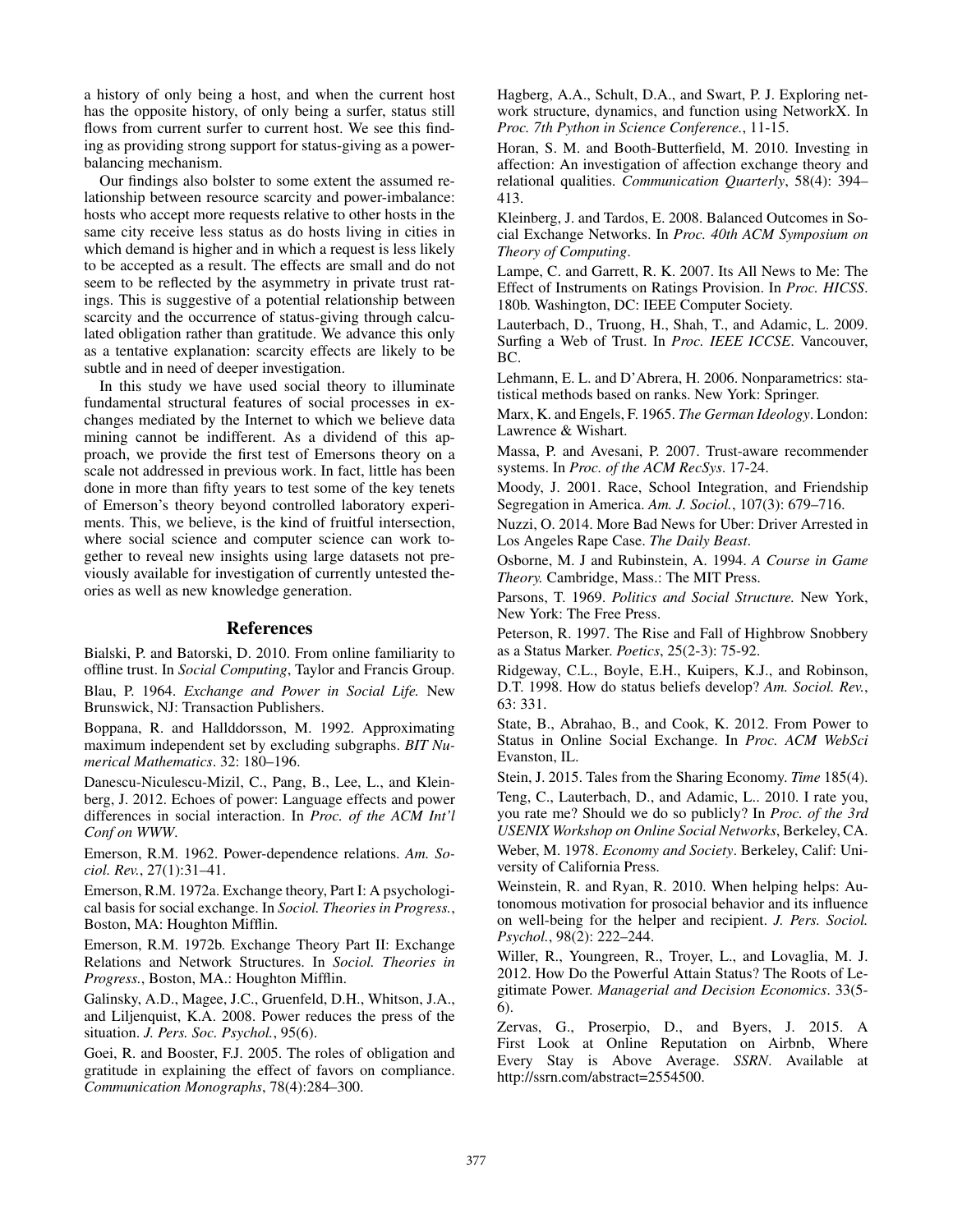a history of only being a host, and when the current host has the opposite history, of only being a surfer, status still flows from current surfer to current host. We see this finding as providing strong support for status-giving as a power-balancing mechanism.

Our findings also bolster to some extent the assumed relationship between resource scarcity and power-imbalance: hosts who accept more requests relative to other hosts in the same city receive less status as do hosts living in cities in which demand is higher and in which a request is less likely to be accepted as a result. The effects are small and do not seem to be reflected by the asymmetry in private trust ratings. This is suggestive of a potential relationship between scarcity and the occurrence of status-giving through calculated obligation rather than gratitude. We advance this only as a tentative explanation: scarcity effects are likely to be subtle and in need of deeper investigation.

In this study we have used social theory to illuminate fundamental structural features of social processes in exchanges mediated by the Internet to which we believe data mining cannot be indifferent. As a dividend of this approach, we provide the first test of Emersons theory on a scale not addressed in previous work. In fact, little has been done in more than fifty years to test some of the key tenets of Emerson's theory beyond controlled laboratory experiments. This, we believe, is the kind of fruitful intersection, where social science and computer science can work together to reveal new insights using large datasets not previously available for investigation of currently untested theories as well as new knowledge generation.

## References

Bialski, P. and Batorski, D. 2010. From online familiarity to offline trust. In *Social Computing*, Taylor and Francis Group.

Blau, P. 1964. *Exchange and Power in Social Life.* New Brunswick, NJ: Transaction Publishers.

Boppana, R. and Hallddorsson, M. 1992. Approximating maximum independent set by excluding subgraphs. *BIT Numerical Mathematics*. 32: 180–196.

Danescu-Niculescu-Mizil, C., Pang, B., Lee, L., and Kleinberg, J. 2012. Echoes of power: Language effects and power differences in social interaction. In *Proc. of the ACM Int'l Conf on WWW*.

Emerson, R.M. 1962. Power-dependence relations. *Am. Sociol. Rev.*, 27(1):31–41.

Emerson, R.M. 1972a. Exchange theory, Part I: A psychological basis for social exchange. In *Sociol. Theories in Progress.*, Boston, MA: Houghton Mifflin.

Emerson, R.M. 1972b. Exchange Theory Part II: Exchange Relations and Network Structures. In *Sociol. Theories in Progress.*, Boston, MA.: Houghton Mifflin.

Galinsky, A.D., Magee, J.C., Gruenfeld, D.H., Whitson, J.A., and Liljenquist, K.A. 2008. Power reduces the press of the situation. *J. Pers. Soc. Psychol.*, 95(6).

Goei, R. and Booster, F.J. 2005. The roles of obligation and gratitude in explaining the effect of favors on compliance. *Communication Monographs*, 78(4):284–300.

Hagberg, A.A., Schult, D.A., and Swart, P. J. Exploring network structure, dynamics, and function using NetworkX. In *Proc. 7th Python in Science Conference.*, 11-15.

Horan, S. M. and Booth-Butterfield, M. 2010. Investing in affection: An investigation of affection exchange theory and relational qualities. *Communication Quarterly*, 58(4): 394–413.

Kleinberg, J. and Tardos, E. 2008. Balanced Outcomes in Social Exchange Networks. In *Proc. 40th ACM Symposium on Theory of Computing*.

Lampe, C. and Garrett, R. K. 2007. Its All News to Me: The Effect of Instruments on Ratings Provision. In *Proc. HICSS*. 180b. Washington, DC: IEEE Computer Society.

Lauterbach, D., Truong, H., Shah, T., and Adamic, L. 2009. Surfing a Web of Trust. In *Proc. IEEE ICCSE*. Vancouver, BC.

Lehmann, E. L. and D'Abrera, H. 2006. Nonparametrics: statistical methods based on ranks. New York: Springer.

Marx, K. and Engels, F. 1965. *The German Ideology*. London: Lawrence & Wishart.

Massa, P. and Avesani, P. 2007. Trust-aware recommender systems. In *Proc. of the ACM RecSys*. 17-24.

Moody, J. 2001. Race, School Integration, and Friendship Segregation in America. *Am. J. Sociol.*, 107(3): 679–716.

Nuzzi, O. 2014. More Bad News for Uber: Driver Arrested in Los Angeles Rape Case. *The Daily Beast*.

Osborne, M. J and Rubinstein, A. 1994. *A Course in Game Theory.* Cambridge, Mass.: The MIT Press.

Parsons, T. 1969. *Politics and Social Structure.* New York, New York: The Free Press.

Peterson, R. 1997. The Rise and Fall of Highbrow Snobbery as a Status Marker. *Poetics*, 25(2-3): 75-92.

Ridgeway, C.L., Boyle, E.H., Kuipers, K.J., and Robinson, D.T. 1998. How do status beliefs develop? *Am. Sociol. Rev.*, 63: 331.

State, B., Abrahao, B., and Cook, K. 2012. From Power to Status in Online Social Exchange. In *Proc. ACM WebSci* Evanston, IL.

Stein, J. 2015. Tales from the Sharing Economy. *Time* 185(4).

Teng, C., Lauterbach, D., and Adamic, L.. 2010. I rate you, you rate me? Should we do so publicly? In *Proc. of the 3rd USENIX Workshop on Online Social Networks*, Berkeley, CA.

Weber, M. 1978. *Economy and Society*. Berkeley, Calif: University of California Press.

Weinstein, R. and Ryan, R. 2010. When helping helps: Autonomous motivation for prosocial behavior and its influence on well-being for the helper and recipient. *J. Pers. Sociol. Psychol.*, 98(2): 222–244.

Willer, R., Youngreen, R., Troyer, L., and Lovaglia, M. J. 2012. How Do the Powerful Attain Status? The Roots of Legitimate Power. *Managerial and Decision Economics*. 33(5-6).

Zervas, G., Proserpio, D., and Byers, J. 2015. A First Look at Online Reputation on Airbnb, Where Every Stay is Above Average. *SSRN*. Available at http://ssrn.com/abstract=2554500.